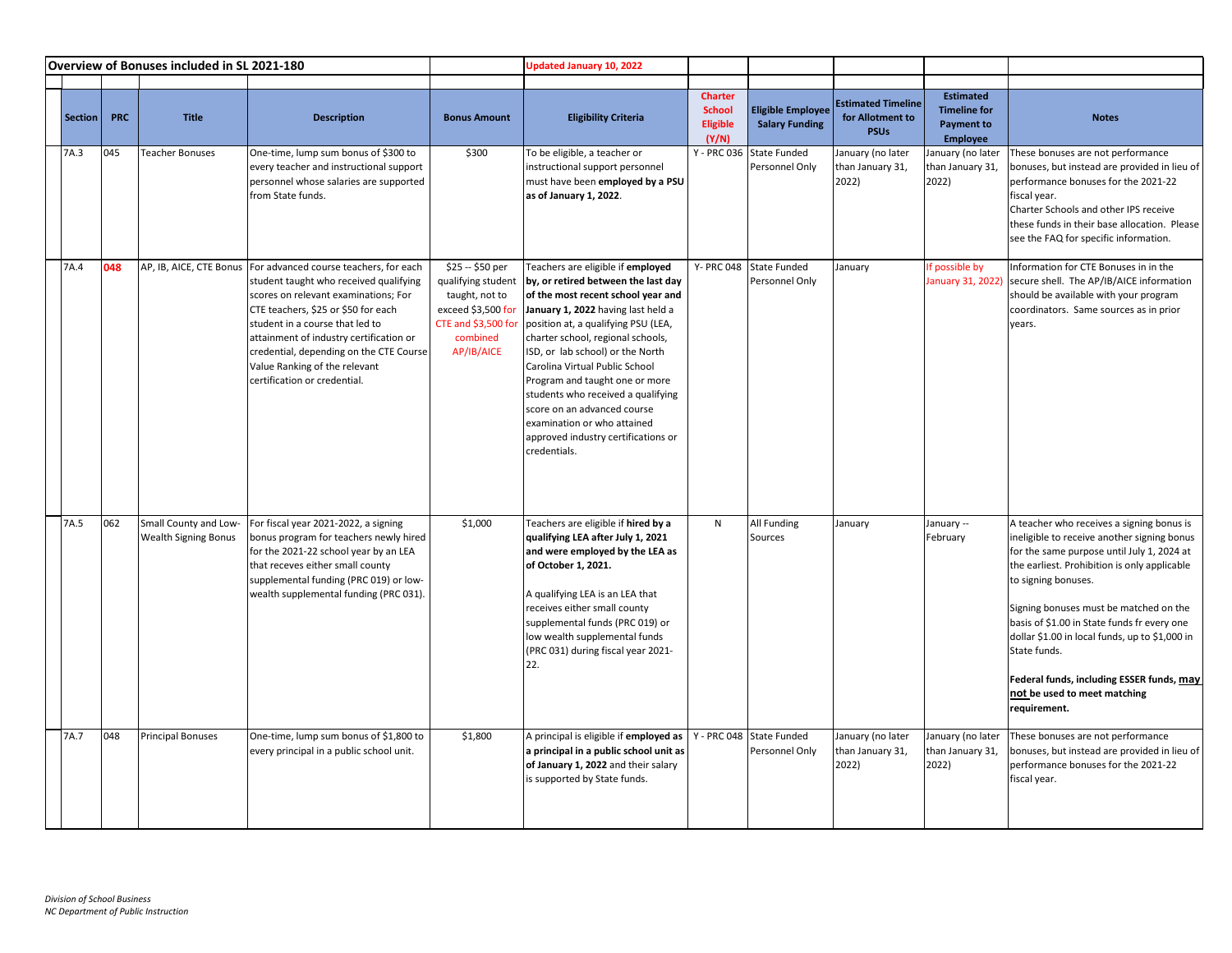## Overview of Bonuses included in SL 2021-180

Updated January 10, 2022

| Section | PRC | Title | Description | Bonus Amount | Eligibility Criteria | Charter School Eligible (Y/N) | Eligible Employee Salary Funding | Estimated Timeline for Allotment to PSUs | Estimated Timeline for Payment to Employee | Notes |
|---|---|---|---|---|---|---|---|---|---|---|
| 7A.3 | 045 | Teacher Bonuses | One-time, lump sum bonus of $300 to every teacher and instructional support personnel whose salaries are supported from State funds. | $300 | To be eligible, a teacher or instructional support personnel must have been **employed by a PSU as of January 1, 2022**. | Y - PRC 036 | State Funded Personnel Only | January (no later than January 31, 2022) | January (no later than January 31, 2022) | These bonuses are not performance bonuses, but instead are provided in lieu of performance bonuses for the 2021-22 fiscal year.<br>Charter Schools and other IPS receive these funds in their base allocation. Please see the FAQ for specific information. |
| 7A.4 | **048** | AP, IB, AICE, CTE Bonus | For advanced course teachers, for each student taught who received qualifying scores on relevant examinations; For CTE teachers, $25 or $50 for each student in a course that led to attainment of industry certification or credential, depending on the CTE Course Value Ranking of the relevant certification or credential. | $25 -- $50 per qualifying student taught, not to exceed $3,500 for CTE and $3,500 for combined AP/IB/AICE | Teachers are eligible if **employed by, or retired between the last day of the most recent school year and January 1, 2022** having last held a position at, a qualifying PSU (LEA, charter school, regional schools, ISD, or lab school) or the North Carolina Virtual Public School Program and taught one or more students who received a qualifying score on an advanced course examination or who attained approved industry certifications or credentials. | Y- PRC 048 | State Funded Personnel Only | January | If possible by January 31, 2022 | Information for CTE Bonuses in in the secure shell. The AP/IB/AICE information should be available with your program coordinators. Same sources as in prior years. |
| 7A.5 | 062 | Small County and Low-Wealth Signing Bonus | For fiscal year 2021-2022, a signing bonus program for teachers newly hired for the 2021-22 school year by an LEA that receves either small county supplemental funding (PRC 019) or low-wealth supplemental funding (PRC 031). | $1,000 | Teachers are eligible if **hired by a qualifying LEA after July 1, 2021 and were employed by the LEA as of October 1, 2021.**<br><br>A qualifying LEA is an LEA that receives either small county supplemental funds (PRC 019) or low wealth supplemental funds (PRC 031) during fiscal year 2021-22. | N | All Funding Sources | January | January -- February | A teacher who receives a signing bonus is ineligible to receive another signing bonus for the same purpose until July 1, 2024 at the earliest. Prohibition is only applicable to signing bonuses.<br><br>Signing bonuses must be matched on the basis of $1.00 in State funds fr every one dollar $1.00 in local funds, up to $1,000 in State funds.<br><br>**Federal funds, including ESSER funds, <u>may not</u> be used to meet matching requirement.** |
| 7A.7 | 048 | Principal Bonuses | One-time, lump sum bonus of $1,800 to every principal in a public school unit. | $1,800 | A principal is eligible if **employed as a principal in a public school unit as of January 1, 2022** and their salary is supported by State funds. | Y - PRC 048 | State Funded Personnel Only | January (no later than January 31, 2022) | January (no later than January 31, 2022) | These bonuses are not performance bonuses, but instead are provided in lieu of performance bonuses for the 2021-22 fiscal year. |

*Division of School Business*
*NC Department of Public Instruction*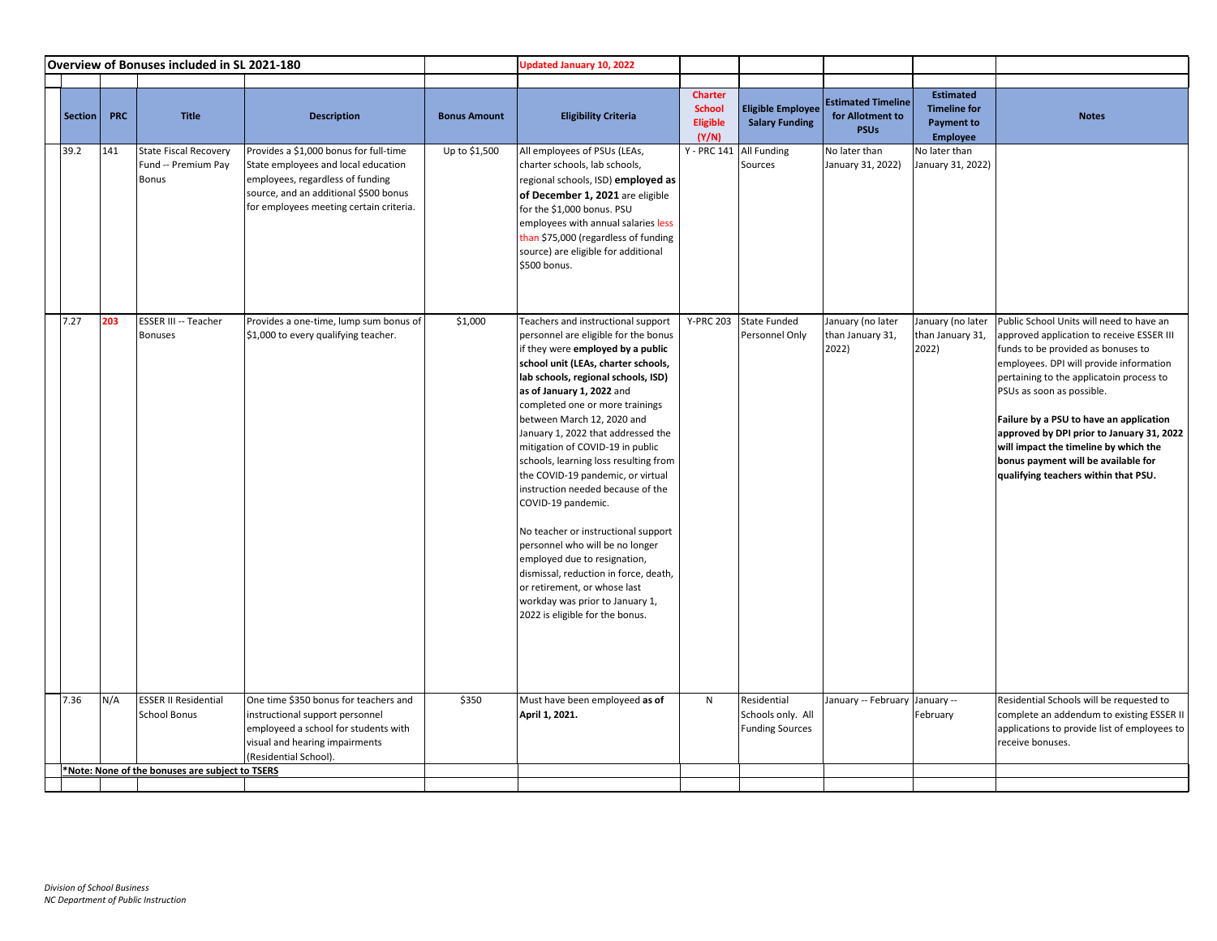**Overview of Bonuses included in SL 2021-180** — Updated January 10, 2022

| Section | PRC | Title | Description | Bonus Amount | Eligibility Criteria | Charter School Eligible (Y/N) | Eligible Employee Salary Funding | Estimated Timeline for Allotment to PSUs | Estimated Timeline for Payment to Employee | Notes |
|---|---|---|---|---|---|---|---|---|---|---|
| 39.2 | 141 | State Fiscal Recovery Fund -- Premium Pay Bonus | Provides a $1,000 bonus for full-time State employees and local education employees, regardless of funding source, and an additional $500 bonus for employees meeting certain criteria. | Up to $1,500 | All employees of PSUs (LEAs, charter schools, lab schools, regional schools, ISD) **employed as of December 1, 2021** are eligible for the $1,000 bonus. PSU employees with annual salaries less than $75,000 (regardless of funding source) are eligible for additional $500 bonus. | Y - PRC 141 | All Funding Sources | No later than January 31, 2022) | No later than January 31, 2022) | |
| 7.27 | 203 | ESSER III -- Teacher Bonuses | Provides a one-time, lump sum bonus of $1,000 to every qualifying teacher. | $1,000 | Teachers and instructional support personnel are eligible for the bonus if they were **employed by a public school unit (LEAs, charter schools, lab schools, regional schools, ISD) as of January 1, 2022** and completed one or more trainings between March 12, 2020 and January 1, 2022 that addressed the mitigation of COVID-19 in public schools, learning loss resulting from the COVID-19 pandemic, or virtual instruction needed because of the COVID-19 pandemic.<br><br>No teacher or instructional support personnel who will be no longer employed due to resignation, dismissal, reduction in force, death, or retirement, or whose last workday was prior to January 1, 2022 is eligible for the bonus. | Y-PRC 203 | State Funded Personnel Only | January (no later than January 31, 2022) | January (no later than January 31, 2022) | Public School Units will need to have an approved application to receive ESSER III funds to be provided as bonuses to employees. DPI will provide information pertaining to the applicatoin process to PSUs as soon as possible.<br><br>**Failure by a PSU to have an application approved by DPI prior to January 31, 2022 will impact the timeline by which the bonus payment will be available for qualifying teachers within that PSU.** |
| 7.36 | N/A | ESSER II Residential School Bonus | One time $350 bonus for teachers and instructional support personnel employeed a school for students with visual and hearing impairments (Residential School). | $350 | Must have been employeed **as of April 1, 2021.** | N | Residential Schools only. All Funding Sources | January -- February | January -- February | Residential Schools will be requested to complete an addendum to existing ESSER II applications to provide list of employees to receive bonuses. |

***Note: None of the bonuses are subject to TSERS**

*Division of School Business*
*NC Department of Public Instruction*